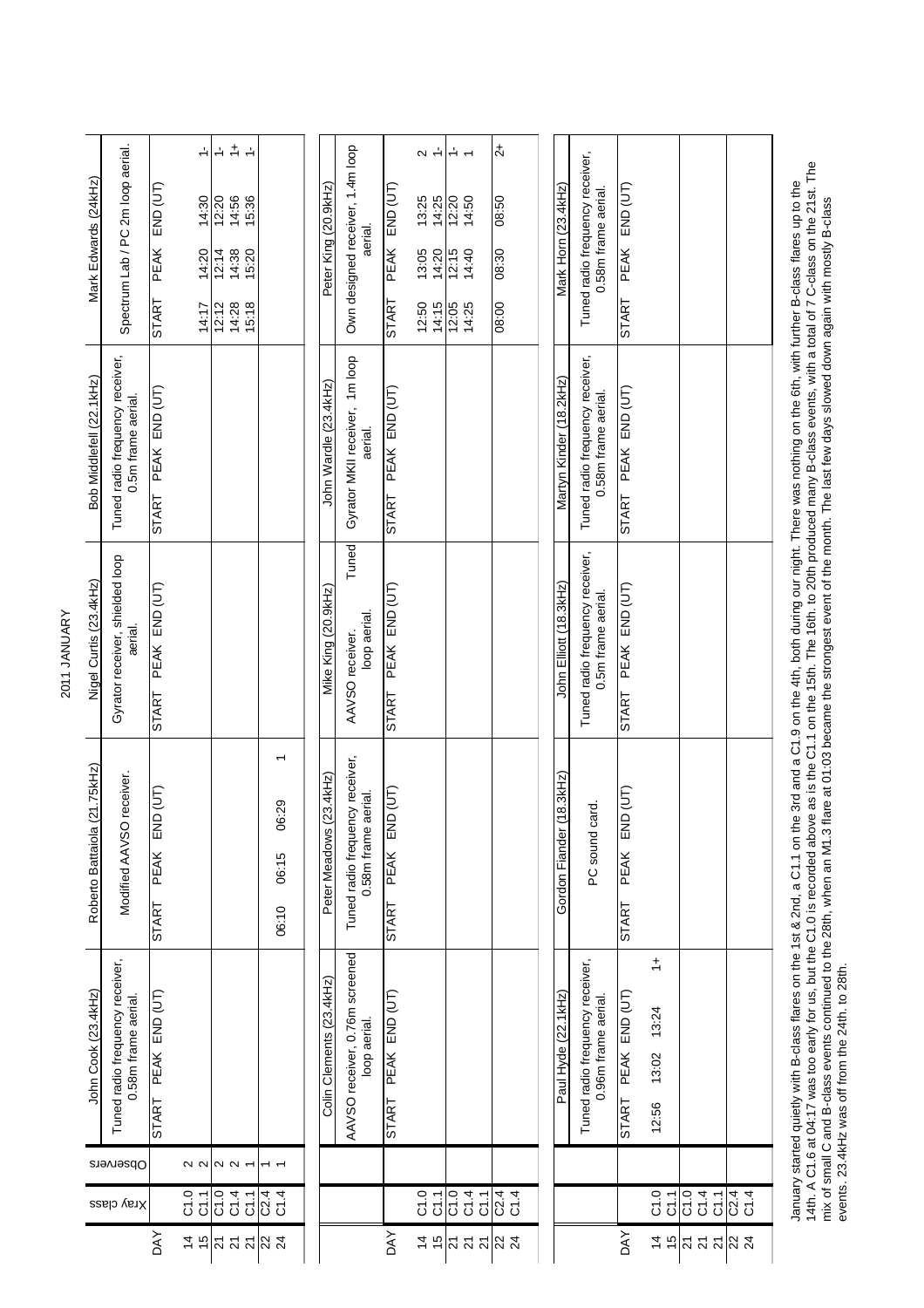# 2011 JANUARY

| DAY | Xray class | Observers | John Cook (23.4kHz) | Roberto Battaiola (21.75kHz) | Nigel Curtis (23.4kHz) | Bob Middlefell (22.1kHz) | Mark Edwards (24kHz) |
|---|---|---|---|---|---|---|---|
| | | | Tuned radio frequency receiver, 0.58m frame aerial. | Modified AAVSO receiver. | Gyrator receiver, shielded loop aerial. | Tuned radio frequency receiver, 0.5m frame aerial. | Spectrum Lab / PC 2m loop aerial. |
| | | | START PEAK END (UT) | START PEAK END (UT) | START PEAK END (UT) | START PEAK END (UT) | START PEAK END (UT) |
| 14 | C1.0 | 2 | | | | | |
| 15 | C1.1 | 2 | | | | | 14:17 14:20 14:30 1- |
| 21 | C1.0 | 2 | | | | | 12:12 12:14 12:20 1- |
| 21 | C1.4 | 2 | | | | | 14:28 14:38 14:56 1+ |
| 21 | C1.1 | 1 | | | | | 15:18 15:20 15:36 1- |
| 22 | C2.4 | 1 | | | | | |
| 24 | C1.4 | 1 | | 06:10 06:15 06:29 1 | | | |

| DAY | Xray class | | Colin Clements (23.4kHz) | Peter Meadows (23.4kHz) | Mike King (20.9kHz) | John Wardle (23.4kHz) | Peter King (20.9kHz) |
|---|---|---|---|---|---|---|---|
| | | | AAVSO receiver, 0.76m screened loop aerial. | Tuned radio frequency receiver, 0.58m frame aerial. | AAVSO receiver. Tuned loop aerial. | Gyrator MKII receiver, 1m loop aerial. | Own designed receiver, 1.4m loop aerial. |
| | | | START PEAK END (UT) | START PEAK END (UT) | START PEAK END (UT) | START PEAK END (UT) | START PEAK END (UT) |
| 14 | C1.0 | | | | | | 12:50 13:05 13:25 2 |
| 15 | C1.1 | | | | | | 14:15 14:20 14:25 1- |
| 21 | C1.0 | | | | | | 12:05 12:15 12:20 1- |
| 21 | C1.4 | | | | | | 14:25 14:40 14:50 1 |
| 21 | C1.1 | | | | | | |
| 22 | C2.4 | | | | | | 08:00 08:30 08:50 2+ |
| 24 | C1.4 | | | | | | |

| DAY | Xray class | | Paul Hyde (22.1kHz) | Gordon Fiander (18.3kHz) | John Elliott (18.3kHz) | Martyn Kinder (18.2kHz) | Mark Horn (23.4kHz) |
|---|---|---|---|---|---|---|---|
| | | | Tuned radio frequency receiver, 0.96m frame aerial. | PC sound card. | Tuned radio frequency receiver, 0.5m frame aerial. | Tuned radio frequency receiver, 0.58m frame aerial. | Tuned radio frequency receiver, 0.58m frame aerial. |
| | | | START PEAK END (UT) | START PEAK END (UT) | START PEAK END (UT) | START PEAK END (UT) | START PEAK END (UT) |
| 14 | C1.0 | | 12:56 13:02 13:24 1+ | | | | |
| 15 | C1.1 | | | | | | |
| 21 | C1.0 | | | | | | |
| 21 | C1.4 | | | | | | |
| 21 | C1.1 | | | | | | |
| 22 | C2.4 | | | | | | |
| 24 | C1.4 | | | | | | |

January started quietly with B-class flares on the 1st & 2nd, a C1.1 on the 3rd and a C1.9 on the 4th, both during our night. There was nothing on the 6th, with further B-class flares up to the 14th. A C1.6 at 04:17 was too early for us, but the C1.0 is recorded above as is the C1.1 on the 15th. The 16th. to 20th produced many B-class events, with a total of 7 C-class on the 21st. The mix of small C and B-class events continued to the 28th, when an M1.3 flare at 01:03 became the strongest event of the month. The last few days slowed down again with mostly B-class events. 23.4kHz was off from the 24th. to 28th.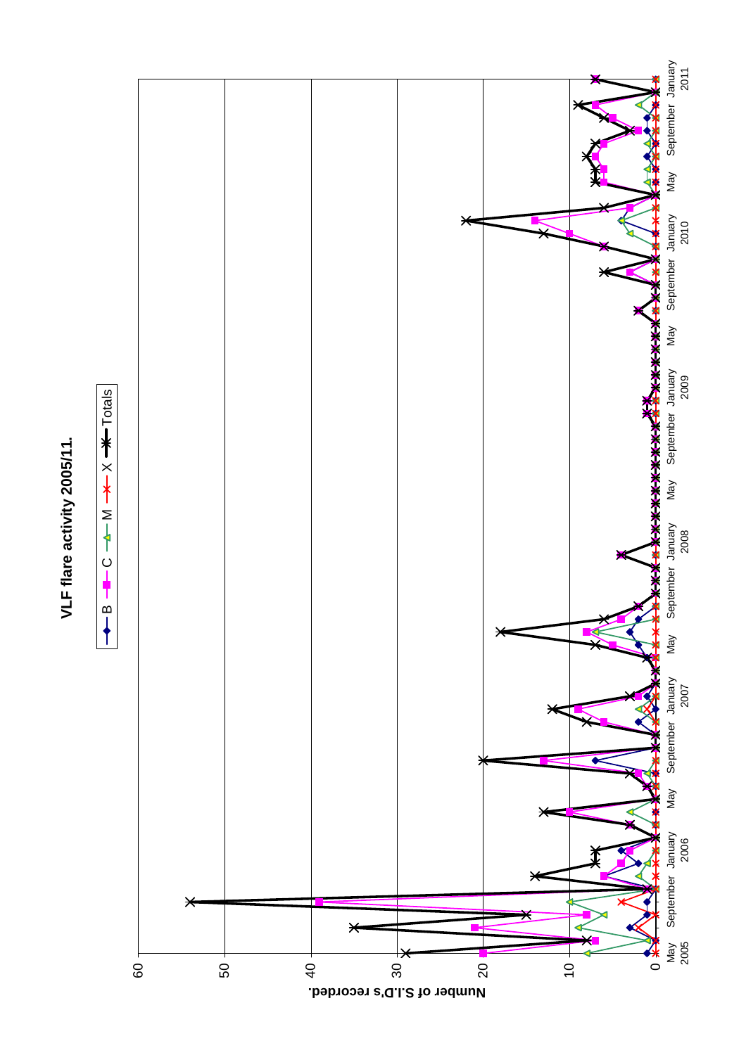**VLF flare activity 2005/11.**

B C M X Totals

Number of S.I.D's recorded.

60
50
40
30
20
10
0

May 2005
September
January 2006
May
September
January 2007
May
September
January 2008
May
September
January 2009
May
September
January 2010
May
September
January 2011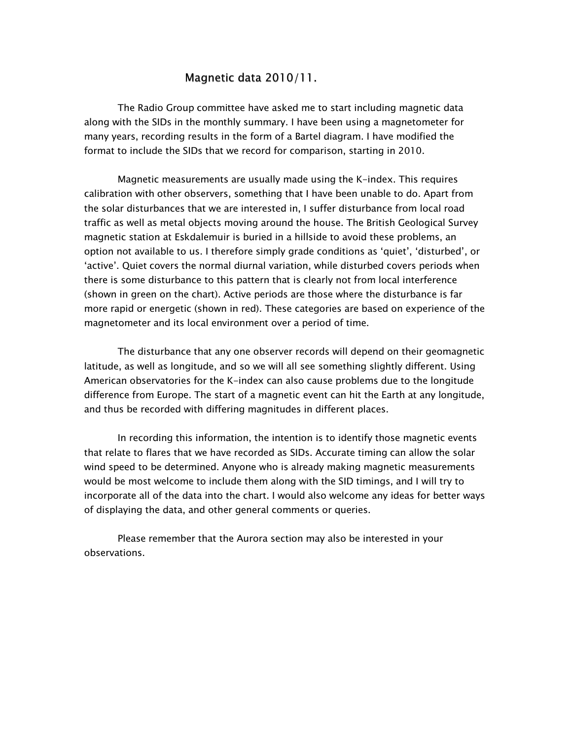# Magnetic data 2010/11.

The Radio Group committee have asked me to start including magnetic data along with the SIDs in the monthly summary. I have been using a magnetometer for many years, recording results in the form of a Bartel diagram. I have modified the format to include the SIDs that we record for comparison, starting in 2010.

Magnetic measurements are usually made using the K-index. This requires calibration with other observers, something that I have been unable to do. Apart from the solar disturbances that we are interested in, I suffer disturbance from local road traffic as well as metal objects moving around the house. The British Geological Survey magnetic station at Eskdalemuir is buried in a hillside to avoid these problems, an option not available to us. I therefore simply grade conditions as 'quiet', 'disturbed', or 'active'. Quiet covers the normal diurnal variation, while disturbed covers periods when there is some disturbance to this pattern that is clearly not from local interference (shown in green on the chart). Active periods are those where the disturbance is far more rapid or energetic (shown in red). These categories are based on experience of the magnetometer and its local environment over a period of time.

The disturbance that any one observer records will depend on their geomagnetic latitude, as well as longitude, and so we will all see something slightly different. Using American observatories for the K-index can also cause problems due to the longitude difference from Europe. The start of a magnetic event can hit the Earth at any longitude, and thus be recorded with differing magnitudes in different places.

In recording this information, the intention is to identify those magnetic events that relate to flares that we have recorded as SIDs. Accurate timing can allow the solar wind speed to be determined. Anyone who is already making magnetic measurements would be most welcome to include them along with the SID timings, and I will try to incorporate all of the data into the chart. I would also welcome any ideas for better ways of displaying the data, and other general comments or queries.

Please remember that the Aurora section may also be interested in your observations.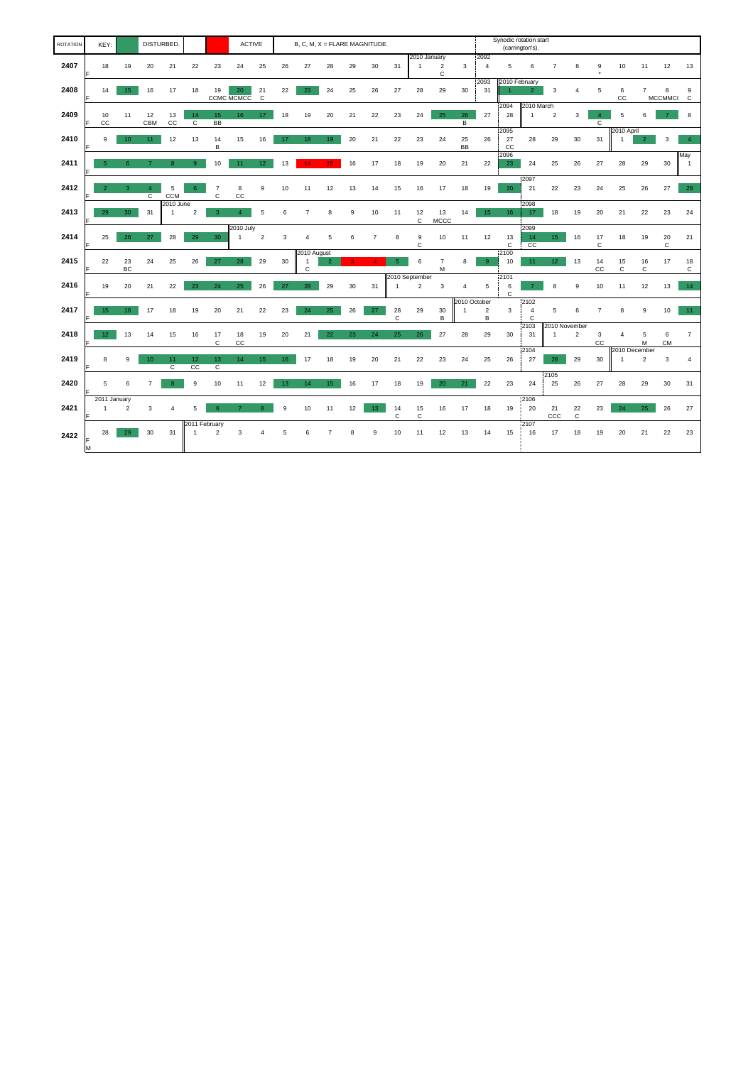| ROTATION | KEY: | | DISTURBED. | | | ACTIVE | | B, C, M, X = FLARE MAGNITUDE. | | | | | | | | | | | | Synodic rotation start (carrington's). | | | | | | | |
|---|---|---|---|---|---|---|---|---|---|---|---|---|---|---|---|---|---|---|---|---|---|---|---|---|---|---|---|
| 2407 | 18 | 19 | 20 | 21 | 22 | 23 | 24 | 25 | 26 | 27 | 28 | 29 | 30 | 31 | 2010 January 1 | 2 C | 3 | 2092 4 | 5 | 6 | 7 | 8 | 9 * | 10 | 11 | 12 | 13 |
| 2408 | 14 | 15 | 16 | 17 | 18 | 19 CCMC | 20 MCMCC | 21 C | 22 | 23 | 24 | 25 | 26 | 27 | 28 | 29 | 30 | 2093 31 | 2010 February 1 | 2 | 3 | 4 | 5 | 6 CC | 7 | 8 MCCMMC( | 9 C |
| 2409 | 10 CC | 11 | 12 CBM | 13 CC | 14 C | 15 BB | 16 | 17 | 18 | 19 | 20 | 21 | 22 | 23 | 24 | 25 | 26 B | 27 | 2094 28 | 2010 March 1 | 2 | 3 | 4 C | 5 | 6 | 7 | 8 |
| 2410 | 9 | 10 | 11 | 12 | 13 | 14 B | 15 | 16 | 17 | 18 | 19 | 20 | 21 | 22 | 23 | 24 | 25 BB | 26 | 2095 27 CC | 28 | 29 | 30 | 31 | 2010 April 1 | 2 | 3 | 4 |
| 2411 | 5 | 6 | 7 | 8 | 9 | 10 | 11 | 12 | 13 | 14 | 15 | 16 | 17 | 18 | 19 | 20 | 21 | 22 | 2096 23 | 24 | 25 | 26 | 27 | 28 | 29 | 30 | May 1 |
| 2412 | 2 | 3 | 4 C | 5 CCM | 6 | 7 C | 8 CC | 9 | 10 | 11 | 12 | 13 | 14 | 15 | 16 | 17 | 18 | 19 | 20 | 2097 21 | 22 | 23 | 24 | 25 | 26 | 27 | 28 |
| 2413 | 29 | 30 | 31 | 2010 June 1 | 2 | 3 | 4 | 5 | 6 | 7 | 8 | 9 | 10 | 11 | 12 C | 13 MCCC | 14 | 15 | 16 | 2098 17 | 18 | 19 | 20 | 21 | 22 | 23 | 24 |
| 2414 | 25 | 26 | 27 | 28 | 29 | 30 | 2010 July 1 | 2 | 3 | 4 | 5 | 6 | 7 | 8 | 9 C | 10 | 11 | 12 | 13 C | 2099 14 CC | 15 | 16 | 17 C | 18 | 19 | 20 C | 21 |
| 2415 | 22 | 23 BC | 24 | 25 | 26 | 27 | 28 | 29 | 30 | 2010 August 1 C | 2 | 3 | 4 | 5 | 6 | 7 M | 8 | 9 | 2100 10 | 11 | 12 | 13 | 14 CC | 15 C | 16 C | 17 | 18 C |
| 2416 | 19 | 20 | 21 | 22 | 23 | 24 | 25 | 26 | 27 | 28 | 29 | 30 | 31 | 2010 September 1 | 2 | 3 | 4 | 5 | 2101 6 C | 7 | 8 | 9 | 10 | 11 | 12 | 13 | 14 |
| 2417 | 15 | 16 | 17 | 18 | 19 | 20 | 21 | 22 | 23 | 24 | 25 | 26 | 27 | 28 C | 29 | 30 B | 2010 October 1 | 2 B | 3 | 2102 4 C | 5 | 6 | 7 | 8 | 9 | 10 | 11 |
| 2418 | 12 | 13 | 14 | 15 | 16 | 17 C | 18 CC | 19 | 20 | 21 | 22 | 23 | 24 | 25 | 26 | 27 | 28 | 29 | 30 | 2103 31 | 2010 November 1 | 2 | 3 CC | 4 | 5 M | 6 CM | 7 |
| 2419 | 8 | 9 | 10 | 11 C | 12 CC | 13 C | 14 | 15 | 16 | 17 | 18 | 19 | 20 | 21 | 22 | 23 | 24 | 25 | 26 | 2104 27 | 28 | 29 | 30 | 2010 December 1 | 2 | 3 | 4 |
| 2420 | 5 | 6 | 7 | 8 | 9 | 10 | 11 | 12 | 13 | 14 | 15 | 16 | 17 | 18 | 19 | 20 | 21 | 22 | 23 | 24 | 2105 25 | 26 | 27 | 28 | 29 | 30 | 31 |
| 2421 | 2011 January 1 | 2 | 3 | 4 | 5 | 6 | 7 | 8 | 9 | 10 | 11 | 12 | 13 | 14 C | 15 C | 16 | 17 | 18 | 19 | 2106 20 | 21 CCC | 22 C | 23 | 24 | 25 | 26 | 27 |
| 2422 | 28 | 29 | 30 | 31 | 2011 February 1 | 2 | 3 | 4 | 5 | 6 | 7 | 8 | 9 | 10 | 11 | 12 | 13 | 14 | 15 | 2107 16 | 17 | 18 | 19 | 20 | 21 | 22 | 23 |